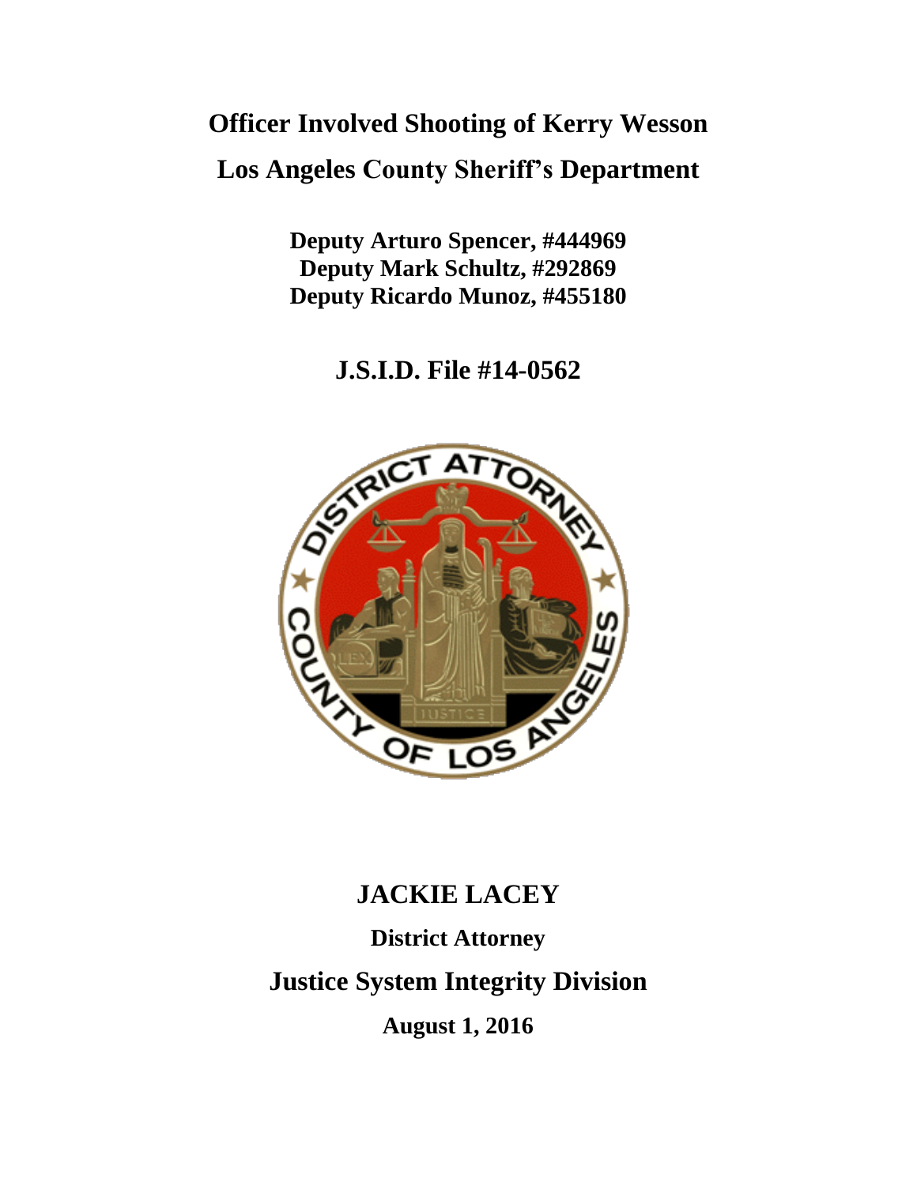# Officer Involved Shooting of Kerry Wesson

# Los Angeles County Sheriff's Department

**Deputy Arturo Spencer, #444969**
**Deputy Mark Schultz, #292869**
**Deputy Ricardo Munoz, #455180**

## J.S.I.D. File #14-0562

## JACKIE LACEY

**District Attorney**

## Justice System Integrity Division

**August 1, 2016**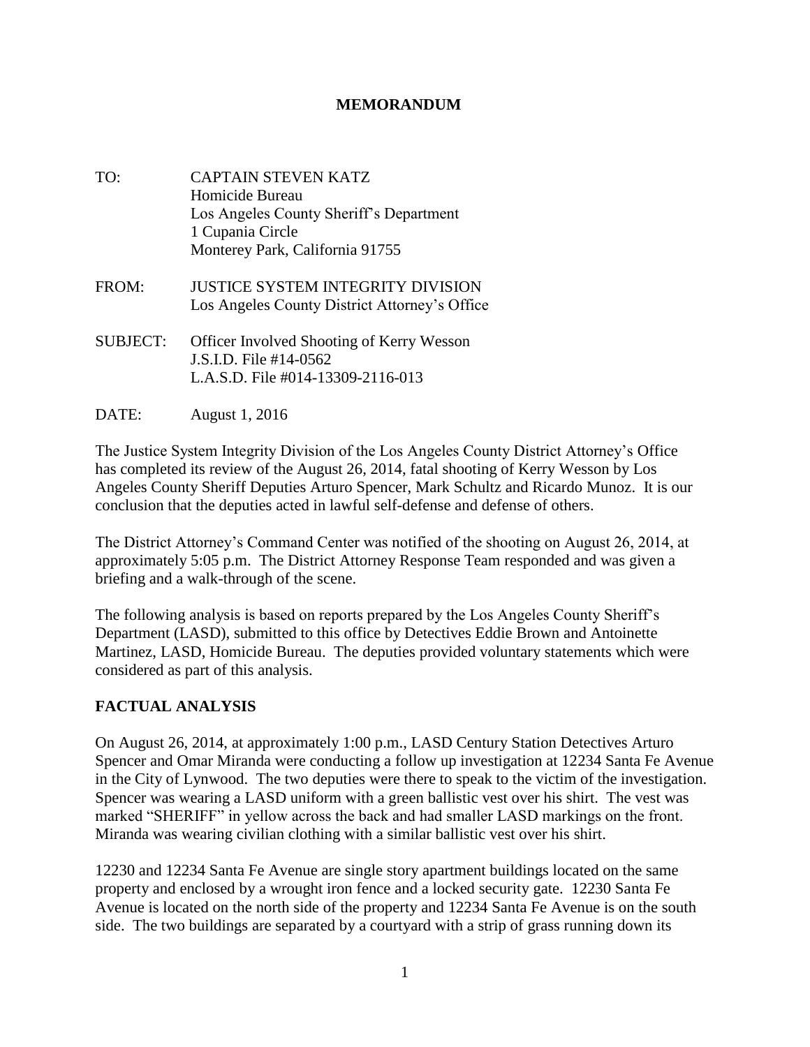**MEMORANDUM**

TO: CAPTAIN STEVEN KATZ
Homicide Bureau
Los Angeles County Sheriff's Department
1 Cupania Circle
Monterey Park, California 91755

FROM: JUSTICE SYSTEM INTEGRITY DIVISION
Los Angeles County District Attorney's Office

SUBJECT: Officer Involved Shooting of Kerry Wesson
J.S.I.D. File #14-0562
L.A.S.D. File #014-13309-2116-013

DATE: August 1, 2016

The Justice System Integrity Division of the Los Angeles County District Attorney's Office has completed its review of the August 26, 2014, fatal shooting of Kerry Wesson by Los Angeles County Sheriff Deputies Arturo Spencer, Mark Schultz and Ricardo Munoz. It is our conclusion that the deputies acted in lawful self-defense and defense of others.

The District Attorney's Command Center was notified of the shooting on August 26, 2014, at approximately 5:05 p.m. The District Attorney Response Team responded and was given a briefing and a walk-through of the scene.

The following analysis is based on reports prepared by the Los Angeles County Sheriff's Department (LASD), submitted to this office by Detectives Eddie Brown and Antoinette Martinez, LASD, Homicide Bureau. The deputies provided voluntary statements which were considered as part of this analysis.

## FACTUAL ANALYSIS

On August 26, 2014, at approximately 1:00 p.m., LASD Century Station Detectives Arturo Spencer and Omar Miranda were conducting a follow up investigation at 12234 Santa Fe Avenue in the City of Lynwood. The two deputies were there to speak to the victim of the investigation. Spencer was wearing a LASD uniform with a green ballistic vest over his shirt. The vest was marked "SHERIFF" in yellow across the back and had smaller LASD markings on the front. Miranda was wearing civilian clothing with a similar ballistic vest over his shirt.

12230 and 12234 Santa Fe Avenue are single story apartment buildings located on the same property and enclosed by a wrought iron fence and a locked security gate. 12230 Santa Fe Avenue is located on the north side of the property and 12234 Santa Fe Avenue is on the south side. The two buildings are separated by a courtyard with a strip of grass running down its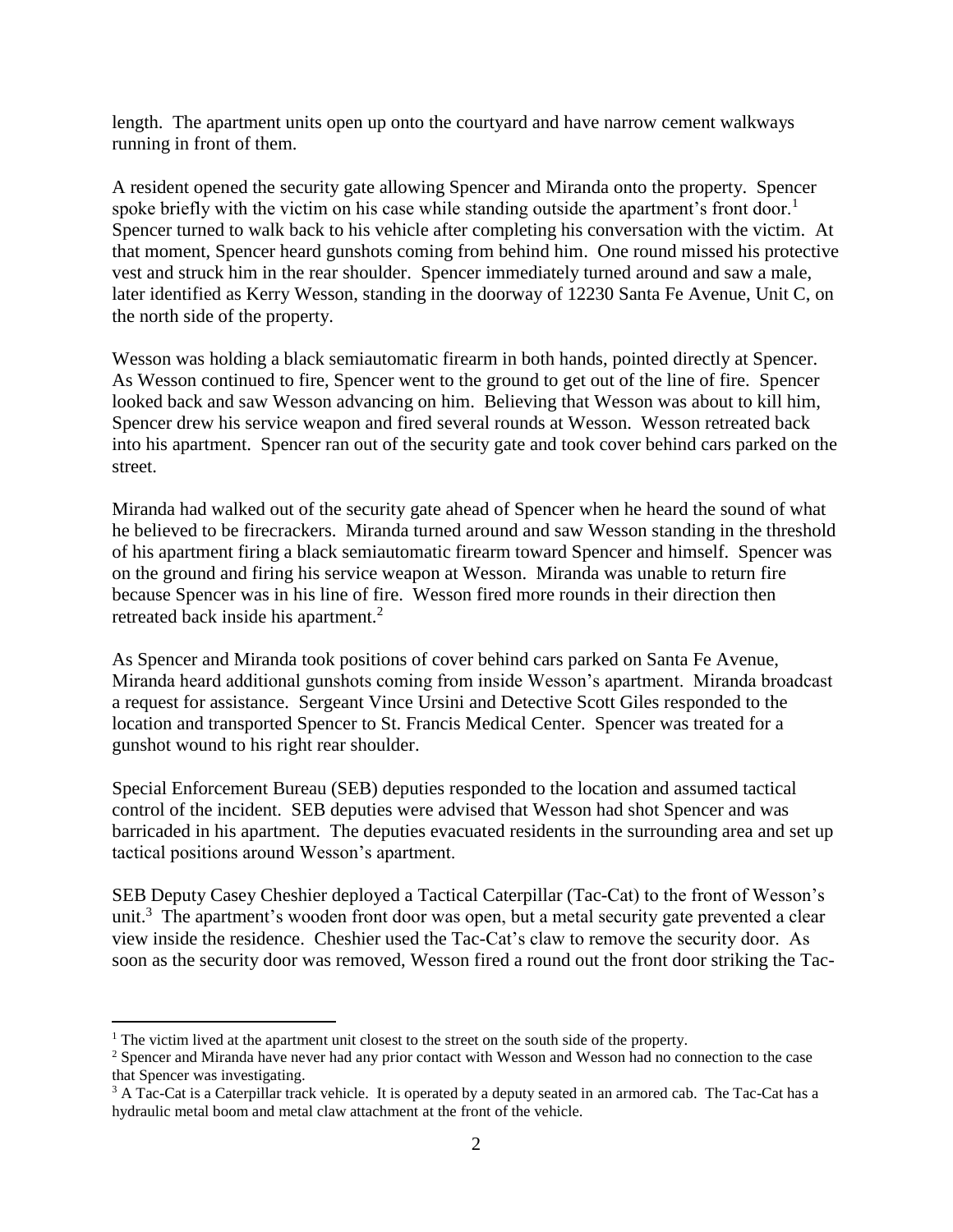length. The apartment units open up onto the courtyard and have narrow cement walkways running in front of them.

A resident opened the security gate allowing Spencer and Miranda onto the property. Spencer spoke briefly with the victim on his case while standing outside the apartment's front door.[1] Spencer turned to walk back to his vehicle after completing his conversation with the victim. At that moment, Spencer heard gunshots coming from behind him. One round missed his protective vest and struck him in the rear shoulder. Spencer immediately turned around and saw a male, later identified as Kerry Wesson, standing in the doorway of 12230 Santa Fe Avenue, Unit C, on the north side of the property.

Wesson was holding a black semiautomatic firearm in both hands, pointed directly at Spencer. As Wesson continued to fire, Spencer went to the ground to get out of the line of fire. Spencer looked back and saw Wesson advancing on him. Believing that Wesson was about to kill him, Spencer drew his service weapon and fired several rounds at Wesson. Wesson retreated back into his apartment. Spencer ran out of the security gate and took cover behind cars parked on the street.

Miranda had walked out of the security gate ahead of Spencer when he heard the sound of what he believed to be firecrackers. Miranda turned around and saw Wesson standing in the threshold of his apartment firing a black semiautomatic firearm toward Spencer and himself. Spencer was on the ground and firing his service weapon at Wesson. Miranda was unable to return fire because Spencer was in his line of fire. Wesson fired more rounds in their direction then retreated back inside his apartment.[2]

As Spencer and Miranda took positions of cover behind cars parked on Santa Fe Avenue, Miranda heard additional gunshots coming from inside Wesson's apartment. Miranda broadcast a request for assistance. Sergeant Vince Ursini and Detective Scott Giles responded to the location and transported Spencer to St. Francis Medical Center. Spencer was treated for a gunshot wound to his right rear shoulder.

Special Enforcement Bureau (SEB) deputies responded to the location and assumed tactical control of the incident. SEB deputies were advised that Wesson had shot Spencer and was barricaded in his apartment. The deputies evacuated residents in the surrounding area and set up tactical positions around Wesson's apartment.

SEB Deputy Casey Cheshier deployed a Tactical Caterpillar (Tac-Cat) to the front of Wesson's unit.[3] The apartment's wooden front door was open, but a metal security gate prevented a clear view inside the residence. Cheshier used the Tac-Cat's claw to remove the security door. As soon as the security door was removed, Wesson fired a round out the front door striking the Tac-

---

[1] The victim lived at the apartment unit closest to the street on the south side of the property.

[2] Spencer and Miranda have never had any prior contact with Wesson and Wesson had no connection to the case that Spencer was investigating.

[3] A Tac-Cat is a Caterpillar track vehicle. It is operated by a deputy seated in an armored cab. The Tac-Cat has a hydraulic metal boom and metal claw attachment at the front of the vehicle.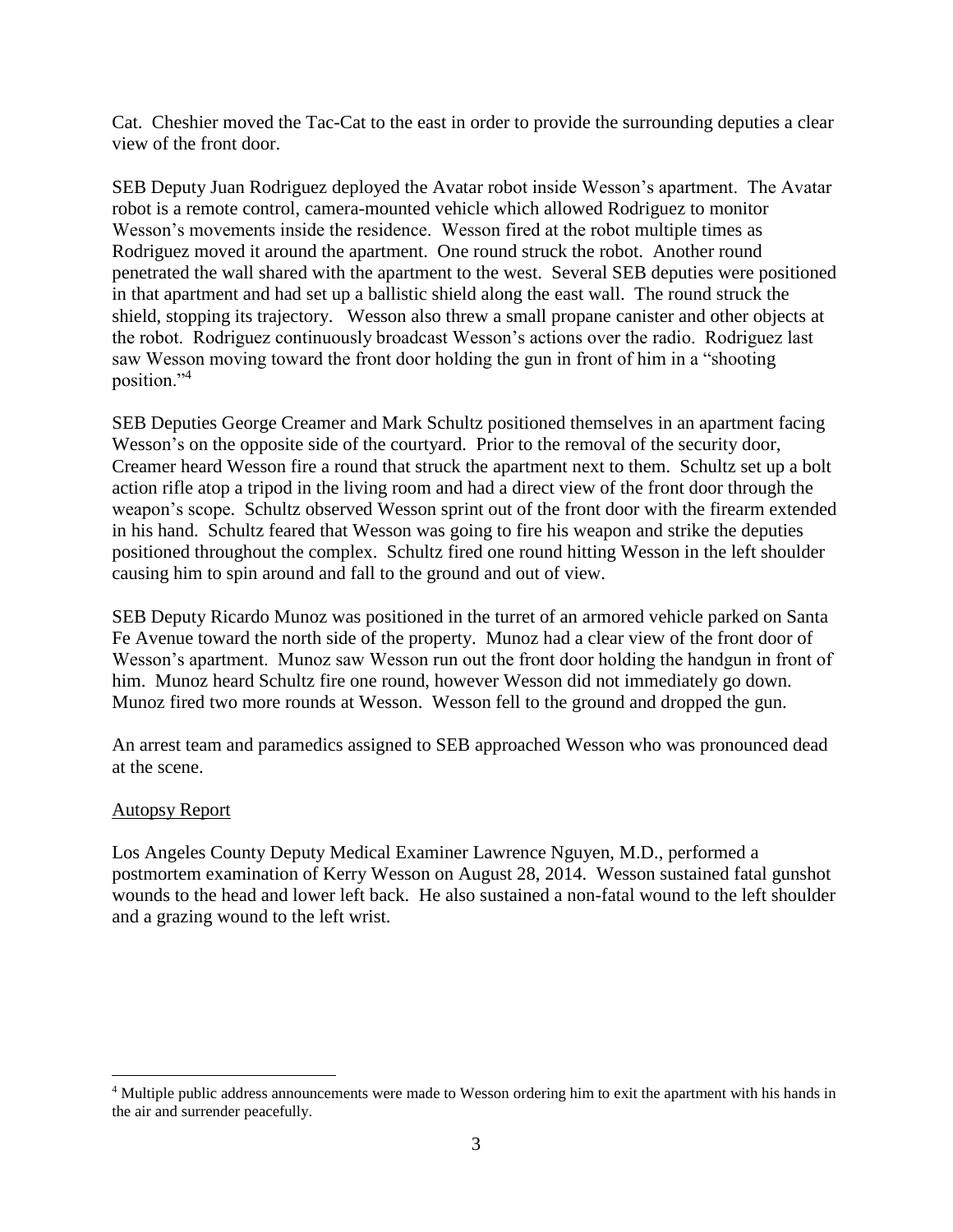Cat. Cheshier moved the Tac-Cat to the east in order to provide the surrounding deputies a clear view of the front door.

SEB Deputy Juan Rodriguez deployed the Avatar robot inside Wesson's apartment. The Avatar robot is a remote control, camera-mounted vehicle which allowed Rodriguez to monitor Wesson's movements inside the residence. Wesson fired at the robot multiple times as Rodriguez moved it around the apartment. One round struck the robot. Another round penetrated the wall shared with the apartment to the west. Several SEB deputies were positioned in that apartment and had set up a ballistic shield along the east wall. The round struck the shield, stopping its trajectory. Wesson also threw a small propane canister and other objects at the robot. Rodriguez continuously broadcast Wesson's actions over the radio. Rodriguez last saw Wesson moving toward the front door holding the gun in front of him in a "shooting position."[4]

SEB Deputies George Creamer and Mark Schultz positioned themselves in an apartment facing Wesson's on the opposite side of the courtyard. Prior to the removal of the security door, Creamer heard Wesson fire a round that struck the apartment next to them. Schultz set up a bolt action rifle atop a tripod in the living room and had a direct view of the front door through the weapon's scope. Schultz observed Wesson sprint out of the front door with the firearm extended in his hand. Schultz feared that Wesson was going to fire his weapon and strike the deputies positioned throughout the complex. Schultz fired one round hitting Wesson in the left shoulder causing him to spin around and fall to the ground and out of view.

SEB Deputy Ricardo Munoz was positioned in the turret of an armored vehicle parked on Santa Fe Avenue toward the north side of the property. Munoz had a clear view of the front door of Wesson's apartment. Munoz saw Wesson run out the front door holding the handgun in front of him. Munoz heard Schultz fire one round, however Wesson did not immediately go down. Munoz fired two more rounds at Wesson. Wesson fell to the ground and dropped the gun.

An arrest team and paramedics assigned to SEB approached Wesson who was pronounced dead at the scene.

Autopsy Report

Los Angeles County Deputy Medical Examiner Lawrence Nguyen, M.D., performed a postmortem examination of Kerry Wesson on August 28, 2014. Wesson sustained fatal gunshot wounds to the head and lower left back. He also sustained a non-fatal wound to the left shoulder and a grazing wound to the left wrist.

[4] Multiple public address announcements were made to Wesson ordering him to exit the apartment with his hands in the air and surrender peacefully.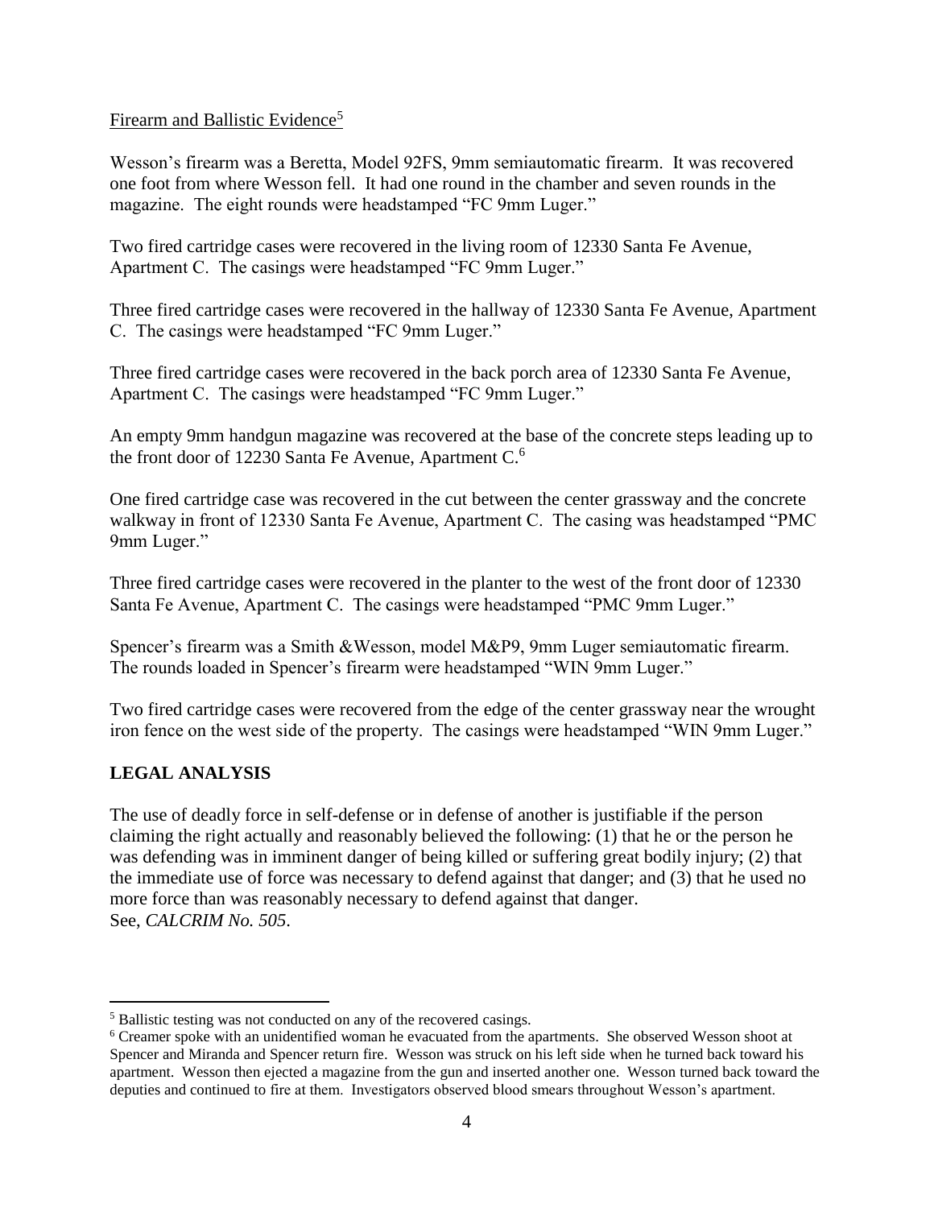Firearm and Ballistic Evidence[5]

Wesson's firearm was a Beretta, Model 92FS, 9mm semiautomatic firearm. It was recovered one foot from where Wesson fell. It had one round in the chamber and seven rounds in the magazine. The eight rounds were headstamped "FC 9mm Luger."

Two fired cartridge cases were recovered in the living room of 12330 Santa Fe Avenue, Apartment C. The casings were headstamped "FC 9mm Luger."

Three fired cartridge cases were recovered in the hallway of 12330 Santa Fe Avenue, Apartment C. The casings were headstamped "FC 9mm Luger."

Three fired cartridge cases were recovered in the back porch area of 12330 Santa Fe Avenue, Apartment C. The casings were headstamped "FC 9mm Luger."

An empty 9mm handgun magazine was recovered at the base of the concrete steps leading up to the front door of 12230 Santa Fe Avenue, Apartment C.[6]

One fired cartridge case was recovered in the cut between the center grassway and the concrete walkway in front of 12330 Santa Fe Avenue, Apartment C. The casing was headstamped "PMC 9mm Luger."

Three fired cartridge cases were recovered in the planter to the west of the front door of 12330 Santa Fe Avenue, Apartment C. The casings were headstamped "PMC 9mm Luger."

Spencer's firearm was a Smith &Wesson, model M&P9, 9mm Luger semiautomatic firearm. The rounds loaded in Spencer's firearm were headstamped "WIN 9mm Luger."

Two fired cartridge cases were recovered from the edge of the center grassway near the wrought iron fence on the west side of the property. The casings were headstamped "WIN 9mm Luger."

## LEGAL ANALYSIS

The use of deadly force in self-defense or in defense of another is justifiable if the person claiming the right actually and reasonably believed the following: (1) that he or the person he was defending was in imminent danger of being killed or suffering great bodily injury; (2) that the immediate use of force was necessary to defend against that danger; and (3) that he used no more force than was reasonably necessary to defend against that danger.
See, *CALCRIM No. 505*.

---

[5] Ballistic testing was not conducted on any of the recovered casings.

[6] Creamer spoke with an unidentified woman he evacuated from the apartments. She observed Wesson shoot at Spencer and Miranda and Spencer return fire. Wesson was struck on his left side when he turned back toward his apartment. Wesson then ejected a magazine from the gun and inserted another one. Wesson turned back toward the deputies and continued to fire at them. Investigators observed blood smears throughout Wesson's apartment.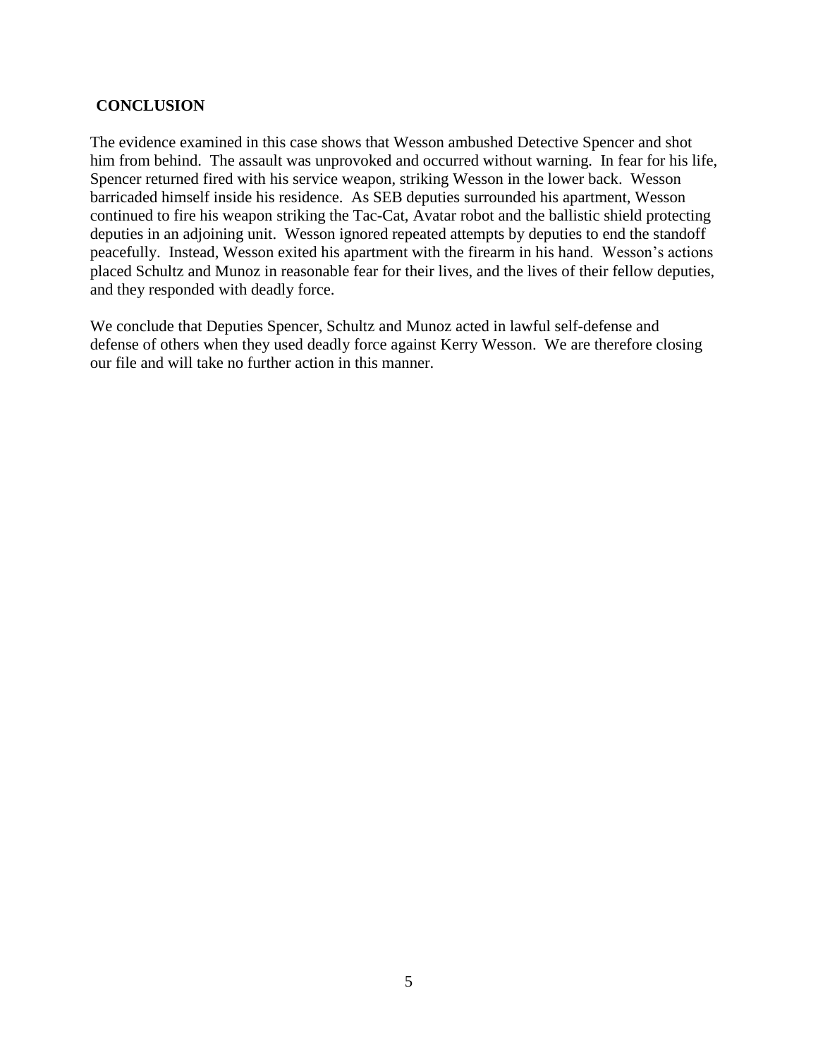## CONCLUSION

The evidence examined in this case shows that Wesson ambushed Detective Spencer and shot him from behind. The assault was unprovoked and occurred without warning. In fear for his life, Spencer returned fired with his service weapon, striking Wesson in the lower back. Wesson barricaded himself inside his residence. As SEB deputies surrounded his apartment, Wesson continued to fire his weapon striking the Tac-Cat, Avatar robot and the ballistic shield protecting deputies in an adjoining unit. Wesson ignored repeated attempts by deputies to end the standoff peacefully. Instead, Wesson exited his apartment with the firearm in his hand. Wesson's actions placed Schultz and Munoz in reasonable fear for their lives, and the lives of their fellow deputies, and they responded with deadly force.

We conclude that Deputies Spencer, Schultz and Munoz acted in lawful self-defense and defense of others when they used deadly force against Kerry Wesson. We are therefore closing our file and will take no further action in this manner.